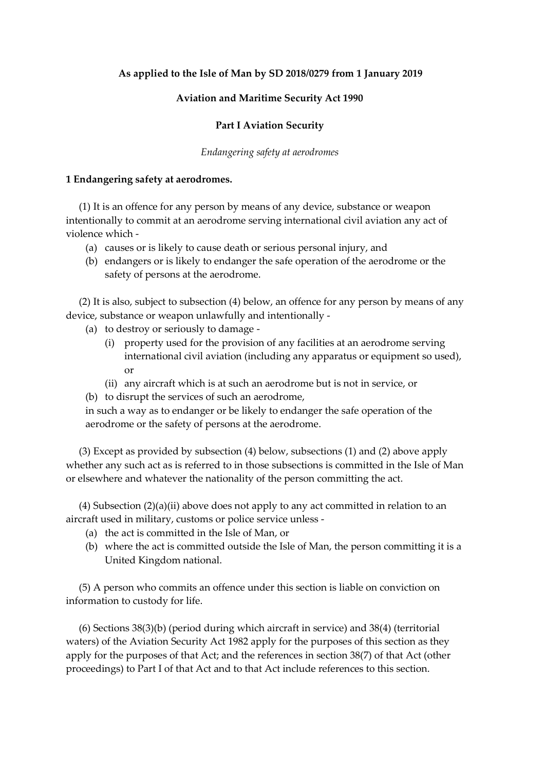**As applied to the Isle of Man by SD 2018/0279 from 1 January 2019**

# Aviation and Maritime Security Act 1990

## Part I Aviation Security

*Endangering safety at aerodromes*

### 1 Endangering safety at aerodromes.

(1) It is an offence for any person by means of any device, substance or weapon intentionally to commit at an aerodrome serving international civil aviation any act of violence which -

- (a) causes or is likely to cause death or serious personal injury, and
- (b) endangers or is likely to endanger the safe operation of the aerodrome or the safety of persons at the aerodrome.

(2) It is also, subject to subsection (4) below, an offence for any person by means of any device, substance or weapon unlawfully and intentionally -

- (a) to destroy or seriously to damage -
  - (i) property used for the provision of any facilities at an aerodrome serving international civil aviation (including any apparatus or equipment so used), or
  - (ii) any aircraft which is at such an aerodrome but is not in service, or
- (b) to disrupt the services of such an aerodrome,

in such a way as to endanger or be likely to endanger the safe operation of the aerodrome or the safety of persons at the aerodrome.

(3) Except as provided by subsection (4) below, subsections (1) and (2) above apply whether any such act as is referred to in those subsections is committed in the Isle of Man or elsewhere and whatever the nationality of the person committing the act.

(4) Subsection (2)(a)(ii) above does not apply to any act committed in relation to an aircraft used in military, customs or police service unless -

- (a) the act is committed in the Isle of Man, or
- (b) where the act is committed outside the Isle of Man, the person committing it is a United Kingdom national.

(5) A person who commits an offence under this section is liable on conviction on information to custody for life.

(6) Sections 38(3)(b) (period during which aircraft in service) and 38(4) (territorial waters) of the Aviation Security Act 1982 apply for the purposes of this section as they apply for the purposes of that Act; and the references in section 38(7) of that Act (other proceedings) to Part I of that Act and to that Act include references to this section.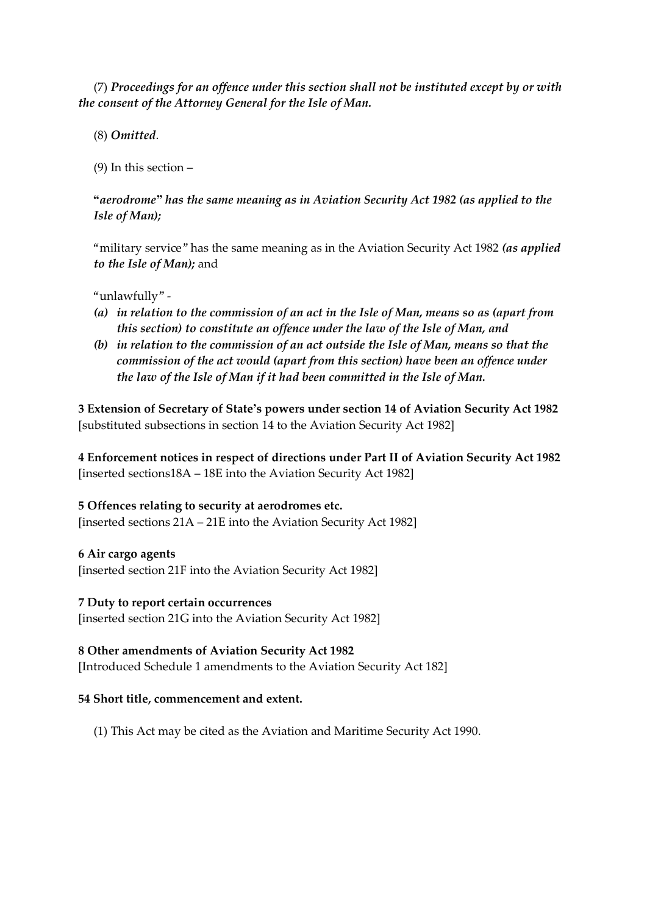(7) ***Proceedings for an offence under this section shall not be instituted except by or with the consent of the Attorney General for the Isle of Man.***

(8) ***Omitted***.

(9) In this section –

"***aerodrome*" *has the same meaning as in Aviation Security Act 1982 (as applied to the Isle of Man);***

"military service" has the same meaning as in the Aviation Security Act 1982 ***(as applied to the Isle of Man);*** and

"unlawfully" -

- ***(a) in relation to the commission of an act in the Isle of Man, means so as (apart from this section) to constitute an offence under the law of the Isle of Man, and***
- ***(b) in relation to the commission of an act outside the Isle of Man, means so that the commission of the act would (apart from this section) have been an offence under the law of the Isle of Man if it had been committed in the Isle of Man.***

**3 Extension of Secretary of State's powers under section 14 of Aviation Security Act 1982**

[substituted subsections in section 14 to the Aviation Security Act 1982]

**4 Enforcement notices in respect of directions under Part II of Aviation Security Act 1982**

[inserted sections18A – 18E into the Aviation Security Act 1982]

**5 Offences relating to security at aerodromes etc.**

[inserted sections 21A – 21E into the Aviation Security Act 1982]

**6 Air cargo agents**

[inserted section 21F into the Aviation Security Act 1982]

**7 Duty to report certain occurrences**

[inserted section 21G into the Aviation Security Act 1982]

**8 Other amendments of Aviation Security Act 1982**

[Introduced Schedule 1 amendments to the Aviation Security Act 182]

**54 Short title, commencement and extent.**

(1) This Act may be cited as the Aviation and Maritime Security Act 1990.